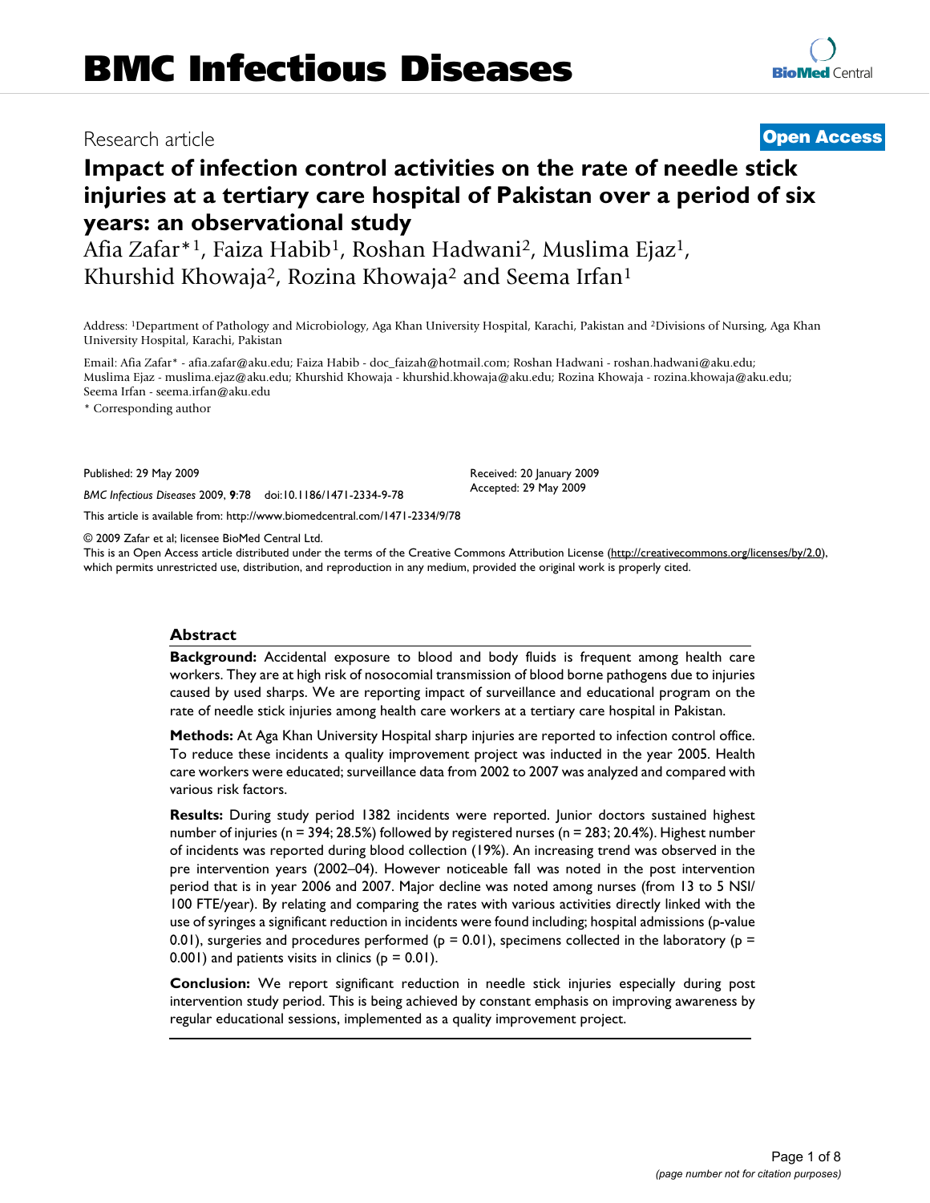# BMC Infectious Diseases

Research article

**Open Access**

# Impact of infection control activities on the rate of needle stick injuries at a tertiary care hospital of Pakistan over a period of six years: an observational study

Afia Zafar*[1], Faiza Habib[1], Roshan Hadwani[2], Muslima Ejaz[1], Khurshid Khowaja[2], Rozina Khowaja[2] and Seema Irfan[1]

Address: [1]Department of Pathology and Microbiology, Aga Khan University Hospital, Karachi, Pakistan and [2]Divisions of Nursing, Aga Khan University Hospital, Karachi, Pakistan

Email: Afia Zafar* - afia.zafar@aku.edu; Faiza Habib - doc_faizah@hotmail.com; Roshan Hadwani - roshan.hadwani@aku.edu; Muslima Ejaz - muslima.ejaz@aku.edu; Khurshid Khowaja - khurshid.khowaja@aku.edu; Rozina Khowaja - rozina.khowaja@aku.edu; Seema Irfan - seema.irfan@aku.edu

* Corresponding author

Published: 29 May 2009

*BMC Infectious Diseases* 2009, **9**:78 doi:10.1186/1471-2334-9-78

Received: 20 January 2009
Accepted: 29 May 2009

This article is available from: http://www.biomedcentral.com/1471-2334/9/78

© 2009 Zafar et al; licensee BioMed Central Ltd.
This is an Open Access article distributed under the terms of the Creative Commons Attribution License (http://creativecommons.org/licenses/by/2.0), which permits unrestricted use, distribution, and reproduction in any medium, provided the original work is properly cited.

## Abstract

**Background:** Accidental exposure to blood and body fluids is frequent among health care workers. They are at high risk of nosocomial transmission of blood borne pathogens due to injuries caused by used sharps. We are reporting impact of surveillance and educational program on the rate of needle stick injuries among health care workers at a tertiary care hospital in Pakistan.

**Methods:** At Aga Khan University Hospital sharp injuries are reported to infection control office. To reduce these incidents a quality improvement project was inducted in the year 2005. Health care workers were educated; surveillance data from 2002 to 2007 was analyzed and compared with various risk factors.

**Results:** During study period 1382 incidents were reported. Junior doctors sustained highest number of injuries (n = 394; 28.5%) followed by registered nurses (n = 283; 20.4%). Highest number of incidents was reported during blood collection (19%). An increasing trend was observed in the pre intervention years (2002–04). However noticeable fall was noted in the post intervention period that is in year 2006 and 2007. Major decline was noted among nurses (from 13 to 5 NSI/100 FTE/year). By relating and comparing the rates with various activities directly linked with the use of syringes a significant reduction in incidents were found including; hospital admissions (p-value 0.01), surgeries and procedures performed (p = 0.01), specimens collected in the laboratory (p = 0.001) and patients visits in clinics (p = 0.01).

**Conclusion:** We report significant reduction in needle stick injuries especially during post intervention study period. This is being achieved by constant emphasis on improving awareness by regular educational sessions, implemented as a quality improvement project.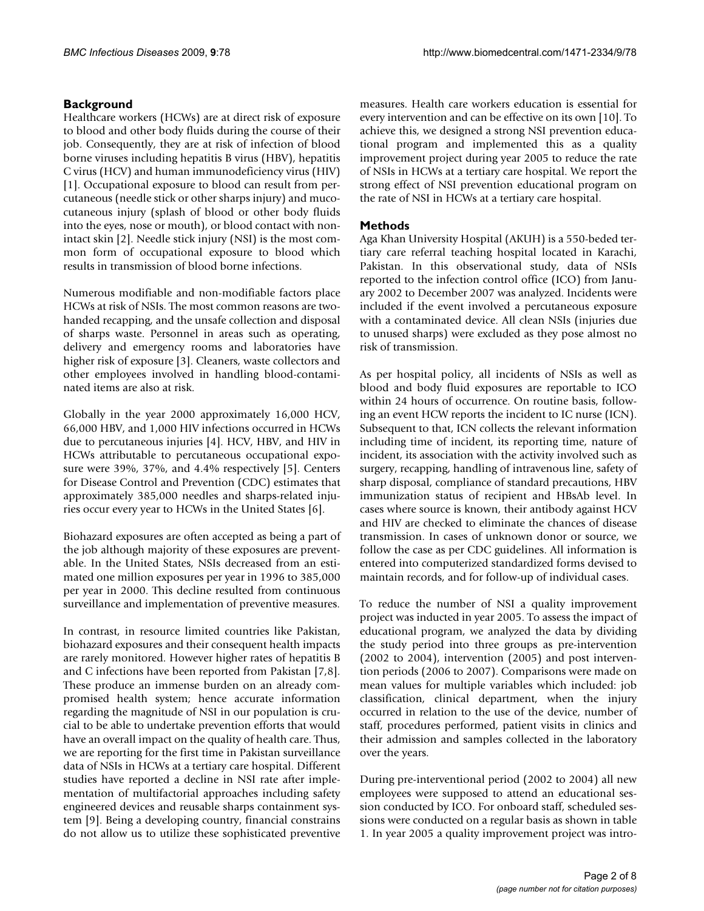## Background

Healthcare workers (HCWs) are at direct risk of exposure to blood and other body fluids during the course of their job. Consequently, they are at risk of infection of blood borne viruses including hepatitis B virus (HBV), hepatitis C virus (HCV) and human immunodeficiency virus (HIV) [1]. Occupational exposure to blood can result from percutaneous (needle stick or other sharps injury) and mucocutaneous injury (splash of blood or other body fluids into the eyes, nose or mouth), or blood contact with nonintact skin [2]. Needle stick injury (NSI) is the most common form of occupational exposure to blood which results in transmission of blood borne infections.

Numerous modifiable and non-modifiable factors place HCWs at risk of NSIs. The most common reasons are two-handed recapping, and the unsafe collection and disposal of sharps waste. Personnel in areas such as operating, delivery and emergency rooms and laboratories have higher risk of exposure [3]. Cleaners, waste collectors and other employees involved in handling blood-contaminated items are also at risk.

Globally in the year 2000 approximately 16,000 HCV, 66,000 HBV, and 1,000 HIV infections occurred in HCWs due to percutaneous injuries [4]. HCV, HBV, and HIV in HCWs attributable to percutaneous occupational exposure were 39%, 37%, and 4.4% respectively [5]. Centers for Disease Control and Prevention (CDC) estimates that approximately 385,000 needles and sharps-related injuries occur every year to HCWs in the United States [6].

Biohazard exposures are often accepted as being a part of the job although majority of these exposures are preventable. In the United States, NSIs decreased from an estimated one million exposures per year in 1996 to 385,000 per year in 2000. This decline resulted from continuous surveillance and implementation of preventive measures.

In contrast, in resource limited countries like Pakistan, biohazard exposures and their consequent health impacts are rarely monitored. However higher rates of hepatitis B and C infections have been reported from Pakistan [7,8]. These produce an immense burden on an already compromised health system; hence accurate information regarding the magnitude of NSI in our population is crucial to be able to undertake prevention efforts that would have an overall impact on the quality of health care. Thus, we are reporting for the first time in Pakistan surveillance data of NSIs in HCWs at a tertiary care hospital. Different studies have reported a decline in NSI rate after implementation of multifactorial approaches including safety engineered devices and reusable sharps containment system [9]. Being a developing country, financial constrains do not allow us to utilize these sophisticated preventive measures. Health care workers education is essential for every intervention and can be effective on its own [10]. To achieve this, we designed a strong NSI prevention educational program and implemented this as a quality improvement project during year 2005 to reduce the rate of NSIs in HCWs at a tertiary care hospital. We report the strong effect of NSI prevention educational program on the rate of NSI in HCWs at a tertiary care hospital.

## Methods

Aga Khan University Hospital (AKUH) is a 550-beded tertiary care referral teaching hospital located in Karachi, Pakistan. In this observational study, data of NSIs reported to the infection control office (ICO) from January 2002 to December 2007 was analyzed. Incidents were included if the event involved a percutaneous exposure with a contaminated device. All clean NSIs (injuries due to unused sharps) were excluded as they pose almost no risk of transmission.

As per hospital policy, all incidents of NSIs as well as blood and body fluid exposures are reportable to ICO within 24 hours of occurrence. On routine basis, following an event HCW reports the incident to IC nurse (ICN). Subsequent to that, ICN collects the relevant information including time of incident, its reporting time, nature of incident, its association with the activity involved such as surgery, recapping, handling of intravenous line, safety of sharp disposal, compliance of standard precautions, HBV immunization status of recipient and HBsAb level. In cases where source is known, their antibody against HCV and HIV are checked to eliminate the chances of disease transmission. In cases of unknown donor or source, we follow the case as per CDC guidelines. All information is entered into computerized standardized forms devised to maintain records, and for follow-up of individual cases.

To reduce the number of NSI a quality improvement project was inducted in year 2005. To assess the impact of educational program, we analyzed the data by dividing the study period into three groups as pre-intervention (2002 to 2004), intervention (2005) and post intervention periods (2006 to 2007). Comparisons were made on mean values for multiple variables which included: job classification, clinical department, when the injury occurred in relation to the use of the device, number of staff, procedures performed, patient visits in clinics and their admission and samples collected in the laboratory over the years.

During pre-interventional period (2002 to 2004) all new employees were supposed to attend an educational session conducted by ICO. For onboard staff, scheduled sessions were conducted on a regular basis as shown in table 1. In year 2005 a quality improvement project was intro-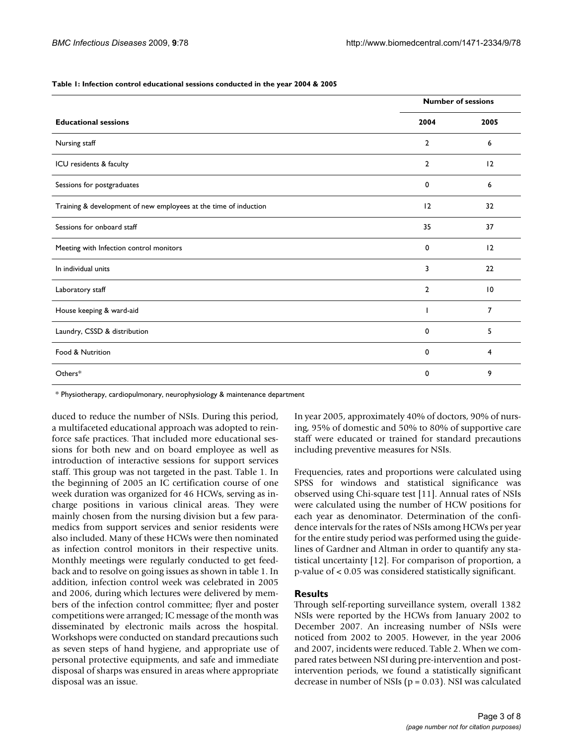**Table 1: Infection control educational sessions conducted in the year 2004 & 2005**

| | Number of sessions | |
|---|---|---|
| **Educational sessions** | **2004** | **2005** |
| Nursing staff | 2 | 6 |
| ICU residents & faculty | 2 | 12 |
| Sessions for postgraduates | 0 | 6 |
| Training & development of new employees at the time of induction | 12 | 32 |
| Sessions for onboard staff | 35 | 37 |
| Meeting with Infection control monitors | 0 | 12 |
| In individual units | 3 | 22 |
| Laboratory staff | 2 | 10 |
| House keeping & ward-aid | 1 | 7 |
| Laundry, CSSD & distribution | 0 | 5 |
| Food & Nutrition | 0 | 4 |
| Others* | 0 | 9 |

* Physiotherapy, cardiopulmonary, neurophysiology & maintenance department

duced to reduce the number of NSIs. During this period, a multifaceted educational approach was adopted to reinforce safe practices. That included more educational sessions for both new and on board employee as well as introduction of interactive sessions for support services staff. This group was not targeted in the past. Table 1. In the beginning of 2005 an IC certification course of one week duration was organized for 46 HCWs, serving as in-charge positions in various clinical areas. They were mainly chosen from the nursing division but a few paramedics from support services and senior residents were also included. Many of these HCWs were then nominated as infection control monitors in their respective units. Monthly meetings were regularly conducted to get feedback and to resolve on going issues as shown in table 1. In addition, infection control week was celebrated in 2005 and 2006, during which lectures were delivered by members of the infection control committee; flyer and poster competitions were arranged; IC message of the month was disseminated by electronic mails across the hospital. Workshops were conducted on standard precautions such as seven steps of hand hygiene, and appropriate use of personal protective equipments, and safe and immediate disposal of sharps was ensured in areas where appropriate disposal was an issue.

In year 2005, approximately 40% of doctors, 90% of nursing, 95% of domestic and 50% to 80% of supportive care staff were educated or trained for standard precautions including preventive measures for NSIs.

Frequencies, rates and proportions were calculated using SPSS for windows and statistical significance was observed using Chi-square test [11]. Annual rates of NSIs were calculated using the number of HCW positions for each year as denominator. Determination of the confidence intervals for the rates of NSIs among HCWs per year for the entire study period was performed using the guidelines of Gardner and Altman in order to quantify any statistical uncertainty [12]. For comparison of proportion, a p-value of $< 0.05$ was considered statistically significant.

## Results

Through self-reporting surveillance system, overall 1382 NSIs were reported by the HCWs from January 2002 to December 2007. An increasing number of NSIs were noticed from 2002 to 2005. However, in the year 2006 and 2007, incidents were reduced. Table 2. When we compared rates between NSI during pre-intervention and post-intervention periods, we found a statistically significant decrease in number of NSIs ($p = 0.03$). NSI was calculated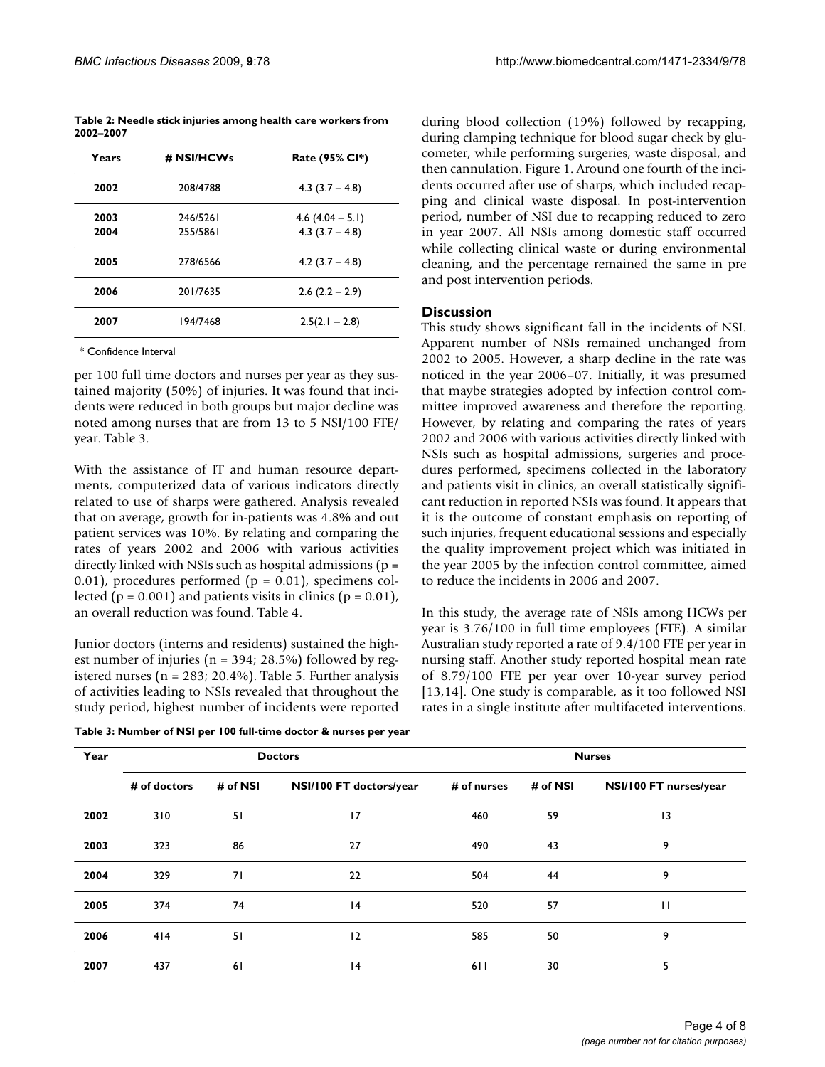**Table 2: Needle stick injuries among health care workers from 2002–2007**

| Years | # NSI/HCWs | Rate (95% CI*) |
| --- | --- | --- |
| 2002 | 208/4788 | 4.3 (3.7 – 4.8) |
| 2003 | 246/5261 | 4.6 (4.04 – 5.1) |
| 2004 | 255/5861 | 4.3 (3.7 – 4.8) |
| 2005 | 278/6566 | 4.2 (3.7 – 4.8) |
| 2006 | 201/7635 | 2.6 (2.2 – 2.9) |
| 2007 | 194/7468 | 2.5(2.1 – 2.8) |

* Confidence Interval

per 100 full time doctors and nurses per year as they sustained majority (50%) of injuries. It was found that incidents were reduced in both groups but major decline was noted among nurses that are from 13 to 5 NSI/100 FTE/year. Table 3.

With the assistance of IT and human resource departments, computerized data of various indicators directly related to use of sharps were gathered. Analysis revealed that on average, growth for in-patients was 4.8% and out patient services was 10%. By relating and comparing the rates of years 2002 and 2006 with various activities directly linked with NSIs such as hospital admissions ($p = 0.01$), procedures performed ($p = 0.01$), specimens collected ($p = 0.001$) and patients visits in clinics ($p = 0.01$), an overall reduction was found. Table 4.

Junior doctors (interns and residents) sustained the highest number of injuries (n = 394; 28.5%) followed by registered nurses (n = 283; 20.4%). Table 5. Further analysis of activities leading to NSIs revealed that throughout the study period, highest number of incidents were reported during blood collection (19%) followed by recapping, during clamping technique for blood sugar check by glucometer, while performing surgeries, waste disposal, and then cannulation. Figure 1. Around one fourth of the incidents occurred after use of sharps, which included recapping and clinical waste disposal. In post-intervention period, number of NSI due to recapping reduced to zero in year 2007. All NSIs among domestic staff occurred while collecting clinical waste or during environmental cleaning, and the percentage remained the same in pre and post intervention periods.

## Discussion

This study shows significant fall in the incidents of NSI. Apparent number of NSIs remained unchanged from 2002 to 2005. However, a sharp decline in the rate was noticed in the year 2006–07. Initially, it was presumed that maybe strategies adopted by infection control committee improved awareness and therefore the reporting. However, by relating and comparing the rates of years 2002 and 2006 with various activities directly linked with NSIs such as hospital admissions, surgeries and procedures performed, specimens collected in the laboratory and patients visit in clinics, an overall statistically significant reduction in reported NSIs was found. It appears that it is the outcome of constant emphasis on reporting of such injuries, frequent educational sessions and especially the quality improvement project which was initiated in the year 2005 by the infection control committee, aimed to reduce the incidents in 2006 and 2007.

In this study, the average rate of NSIs among HCWs per year is 3.76/100 in full time employees (FTE). A similar Australian study reported a rate of 9.4/100 FTE per year in nursing staff. Another study reported hospital mean rate of 8.79/100 FTE per year over 10-year survey period [13,14]. One study is comparable, as it too followed NSI rates in a single institute after multifaceted interventions.

**Table 3: Number of NSI per 100 full-time doctor & nurses per year**

| Year | Doctors | | | Nurses | | |
| --- | --- | --- | --- | --- | --- | --- |
| | # of doctors | # of NSI | NSI/100 FT doctors/year | # of nurses | # of NSI | NSI/100 FT nurses/year |
| 2002 | 310 | 51 | 17 | 460 | 59 | 13 |
| 2003 | 323 | 86 | 27 | 490 | 43 | 9 |
| 2004 | 329 | 71 | 22 | 504 | 44 | 9 |
| 2005 | 374 | 74 | 14 | 520 | 57 | 11 |
| 2006 | 414 | 51 | 12 | 585 | 50 | 9 |
| 2007 | 437 | 61 | 14 | 611 | 30 | 5 |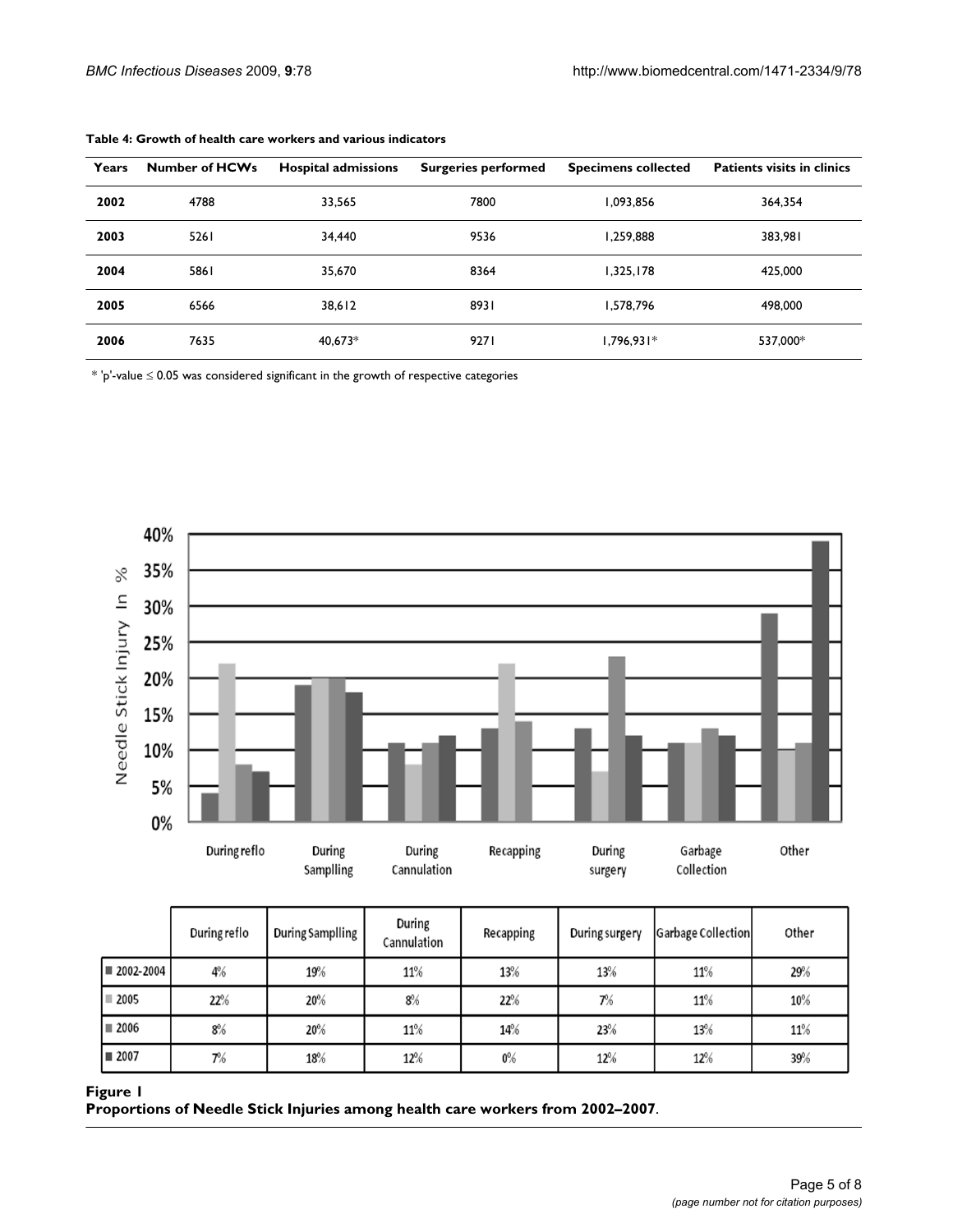**Table 4: Growth of health care workers and various indicators**

| Years | Number of HCWs | Hospital admissions | Surgeries performed | Specimens collected | Patients visits in clinics |
|---|---|---|---|---|---|
| **2002** | 4788 | 33,565 | 7800 | 1,093,856 | 364,354 |
| **2003** | 5261 | 34,440 | 9536 | 1,259,888 | 383,981 |
| **2004** | 5861 | 35,670 | 8364 | 1,325,178 | 425,000 |
| **2005** | 6566 | 38,612 | 8931 | 1,578,796 | 498,000 |
| **2006** | 7635 | 40,673* | 9271 | 1,796,931* | 537,000* |

* 'p'-value ≤ 0.05 was considered significant in the growth of respective categories

|  | During reflo | During Samplling | During Cannulation | Recapping | During surgery | Garbage Collection | Other |
|---|---|---|---|---|---|---|---|
| 2002-2004 | 4% | 19% | 11% | 13% | 13% | 11% | 29% |
| 2005 | 22% | 20% | 8% | 22% | 7% | 11% | 10% |
| 2006 | 8% | 20% | 11% | 14% | 23% | 13% | 11% |
| 2007 | 7% | 18% | 12% | 0% | 12% | 12% | 39% |

**Figure 1**
**Proportions of Needle Stick Injuries among health care workers from 2002–2007**.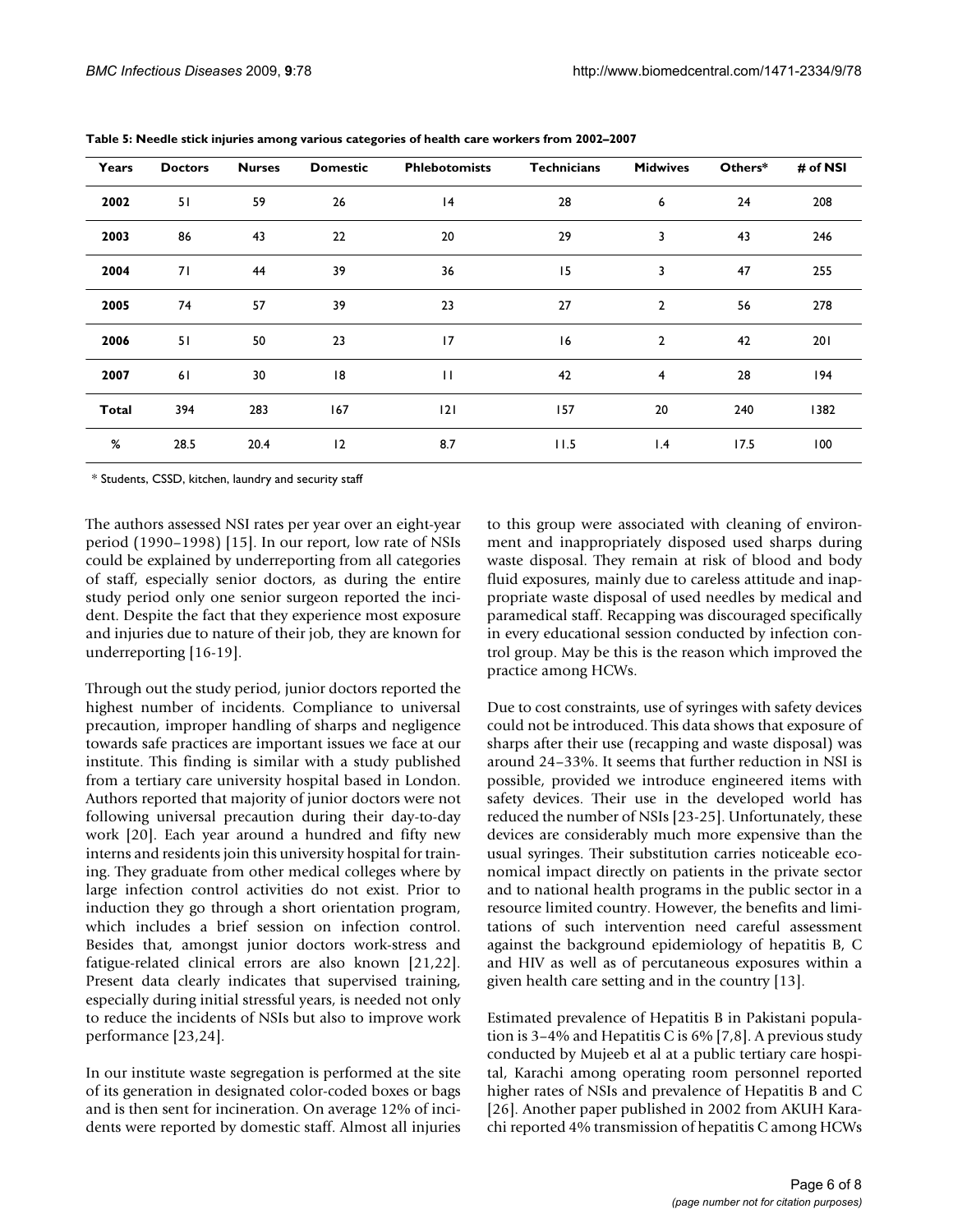**Table 5: Needle stick injuries among various categories of health care workers from 2002–2007**

| Years | Doctors | Nurses | Domestic | Phlebotomists | Technicians | Midwives | Others* | # of NSI |
|---|---|---|---|---|---|---|---|---|
| **2002** | 51 | 59 | 26 | 14 | 28 | 6 | 24 | 208 |
| **2003** | 86 | 43 | 22 | 20 | 29 | 3 | 43 | 246 |
| **2004** | 71 | 44 | 39 | 36 | 15 | 3 | 47 | 255 |
| **2005** | 74 | 57 | 39 | 23 | 27 | 2 | 56 | 278 |
| **2006** | 51 | 50 | 23 | 17 | 16 | 2 | 42 | 201 |
| **2007** | 61 | 30 | 18 | 11 | 42 | 4 | 28 | 194 |
| **Total** | 394 | 283 | 167 | 121 | 157 | 20 | 240 | 1382 |
| **%** | 28.5 | 20.4 | 12 | 8.7 | 11.5 | 1.4 | 17.5 | 100 |

* Students, CSSD, kitchen, laundry and security staff

The authors assessed NSI rates per year over an eight-year period (1990–1998) [15]. In our report, low rate of NSIs could be explained by underreporting from all categories of staff, especially senior doctors, as during the entire study period only one senior surgeon reported the incident. Despite the fact that they experience most exposure and injuries due to nature of their job, they are known for underreporting [16-19].

Through out the study period, junior doctors reported the highest number of incidents. Compliance to universal precaution, improper handling of sharps and negligence towards safe practices are important issues we face at our institute. This finding is similar with a study published from a tertiary care university hospital based in London. Authors reported that majority of junior doctors were not following universal precaution during their day-to-day work [20]. Each year around a hundred and fifty new interns and residents join this university hospital for training. They graduate from other medical colleges where by large infection control activities do not exist. Prior to induction they go through a short orientation program, which includes a brief session on infection control. Besides that, amongst junior doctors work-stress and fatigue-related clinical errors are also known [21,22]. Present data clearly indicates that supervised training, especially during initial stressful years, is needed not only to reduce the incidents of NSIs but also to improve work performance [23,24].

In our institute waste segregation is performed at the site of its generation in designated color-coded boxes or bags and is then sent for incineration. On average 12% of incidents were reported by domestic staff. Almost all injuries to this group were associated with cleaning of environment and inappropriately disposed used sharps during waste disposal. They remain at risk of blood and body fluid exposures, mainly due to careless attitude and inappropriate waste disposal of used needles by medical and paramedical staff. Recapping was discouraged specifically in every educational session conducted by infection control group. May be this is the reason which improved the practice among HCWs.

Due to cost constraints, use of syringes with safety devices could not be introduced. This data shows that exposure of sharps after their use (recapping and waste disposal) was around 24–33%. It seems that further reduction in NSI is possible, provided we introduce engineered items with safety devices. Their use in the developed world has reduced the number of NSIs [23-25]. Unfortunately, these devices are considerably much more expensive than the usual syringes. Their substitution carries noticeable economical impact directly on patients in the private sector and to national health programs in the public sector in a resource limited country. However, the benefits and limitations of such intervention need careful assessment against the background epidemiology of hepatitis B, C and HIV as well as of percutaneous exposures within a given health care setting and in the country [13].

Estimated prevalence of Hepatitis B in Pakistani population is 3–4% and Hepatitis C is 6% [7,8]. A previous study conducted by Mujeeb et al at a public tertiary care hospital, Karachi among operating room personnel reported higher rates of NSIs and prevalence of Hepatitis B and C [26]. Another paper published in 2002 from AKUH Karachi reported 4% transmission of hepatitis C among HCWs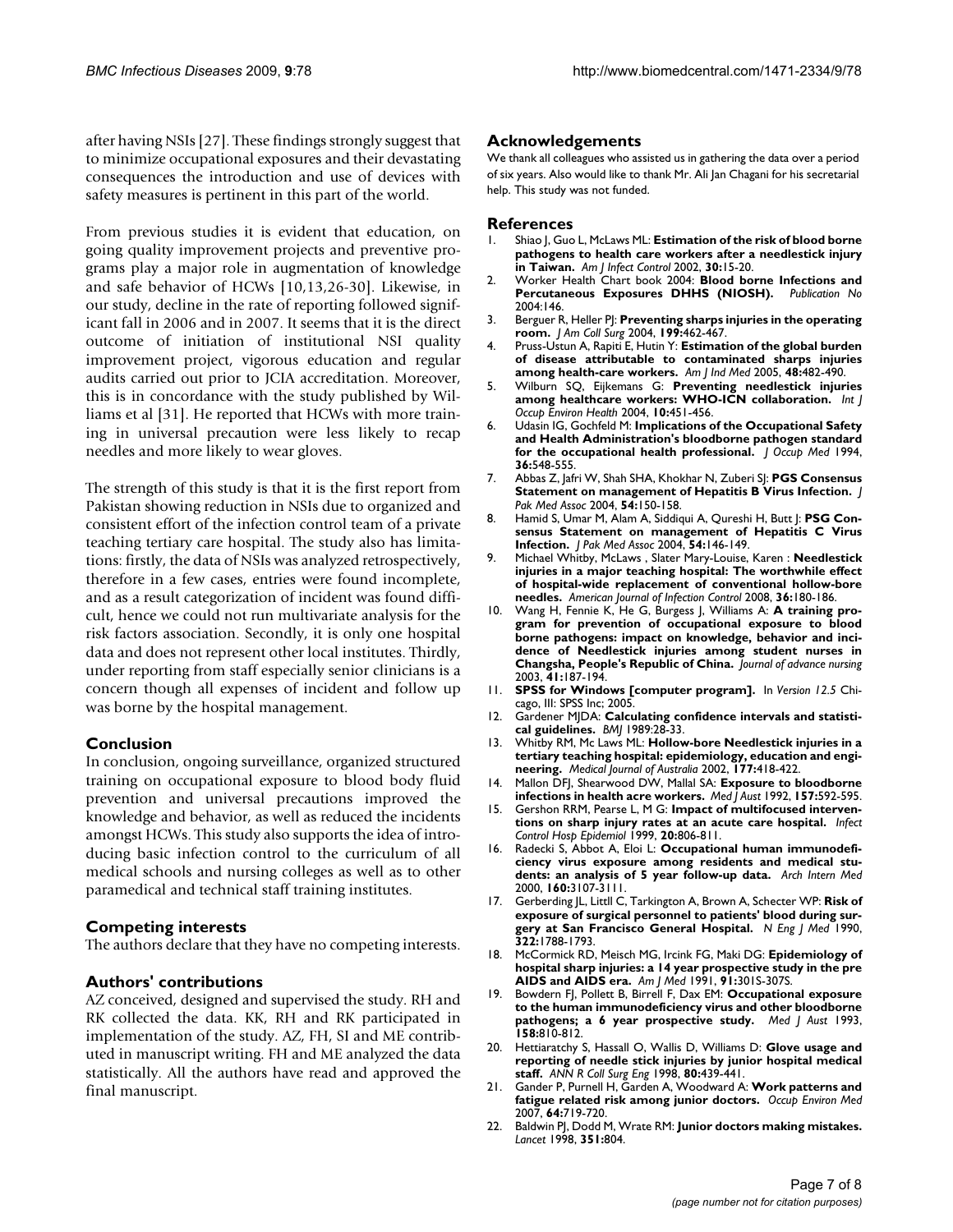after having NSIs [27]. These findings strongly suggest that to minimize occupational exposures and their devastating consequences the introduction and use of devices with safety measures is pertinent in this part of the world.

From previous studies it is evident that education, on going quality improvement projects and preventive programs play a major role in augmentation of knowledge and safe behavior of HCWs [10,13,26-30]. Likewise, in our study, decline in the rate of reporting followed significant fall in 2006 and in 2007. It seems that it is the direct outcome of initiation of institutional NSI quality improvement project, vigorous education and regular audits carried out prior to JCIA accreditation. Moreover, this is in concordance with the study published by Williams et al [31]. He reported that HCWs with more training in universal precaution were less likely to recap needles and more likely to wear gloves.

The strength of this study is that it is the first report from Pakistan showing reduction in NSIs due to organized and consistent effort of the infection control team of a private teaching tertiary care hospital. The study also has limitations: firstly, the data of NSIs was analyzed retrospectively, therefore in a few cases, entries were found incomplete, and as a result categorization of incident was found difficult, hence we could not run multivariate analysis for the risk factors association. Secondly, it is only one hospital data and does not represent other local institutes. Thirdly, under reporting from staff especially senior clinicians is a concern though all expenses of incident and follow up was borne by the hospital management.

## Conclusion

In conclusion, ongoing surveillance, organized structured training on occupational exposure to blood body fluid prevention and universal precautions improved the knowledge and behavior, as well as reduced the incidents amongst HCWs. This study also supports the idea of introducing basic infection control to the curriculum of all medical schools and nursing colleges as well as to other paramedical and technical staff training institutes.

## Competing interests

The authors declare that they have no competing interests.

## Authors' contributions

AZ conceived, designed and supervised the study. RH and RK collected the data. KK, RH and RK participated in implementation of the study. AZ, FH, SI and ME contributed in manuscript writing. FH and ME analyzed the data statistically. All the authors have read and approved the final manuscript.

## Acknowledgements

We thank all colleagues who assisted us in gathering the data over a period of six years. Also would like to thank Mr. Ali Jan Chagani for his secretarial help. This study was not funded.

## References

1. Shiao J, Guo L, McLaws ML: **Estimation of the risk of blood borne pathogens to health care workers after a needlestick injury in Taiwan.** *Am J Infect Control* 2002, **30:**15-20.
2. Worker Health Chart book 2004: **Blood borne Infections and Percutaneous Exposures DHHS (NIOSH).** *Publication No* 2004:146.
3. Berguer R, Heller PJ: **Preventing sharps injuries in the operating room.** *J Am Coll Surg* 2004, **199:**462-467.
4. Pruss-Ustun A, Rapiti E, Hutin Y: **Estimation of the global burden of disease attributable to contaminated sharps injuries among health-care workers.** *Am J Ind Med* 2005, **48:**482-490.
5. Wilburn SQ, Eijkemans G: **Preventing needlestick injuries among healthcare workers: WHO-ICN collaboration.** *Int J Occup Environ Health* 2004, **10:**451-456.
6. Udasin IG, Gochfeld M: **Implications of the Occupational Safety and Health Administration's bloodborne pathogen standard for the occupational health professional.** *J Occup Med* 1994, **36:**548-555.
7. Abbas Z, Jafri W, Shah SHA, Khokhar N, Zuberi SJ: **PGS Consensus Statement on management of Hepatitis B Virus Infection.** *J Pak Med Assoc* 2004, **54:**150-158.
8. Hamid S, Umar M, Alam A, Siddiqui A, Qureshi H, Butt J: **PSG Consensus Statement on management of Hepatitis C Virus Infection.** *J Pak Med Assoc* 2004, **54:**146-149.
9. Michael Whitby, McLaws , Slater Mary-Louise, Karen : **Needlestick injuries in a major teaching hospital: The worthwhile effect of hospital-wide replacement of conventional hollow-bore needles.** *American Journal of Infection Control* 2008, **36:**180-186.
10. Wang H, Fennie K, He G, Burgess J, Williams A: **A training program for prevention of occupational exposure to blood borne pathogens: impact on knowledge, behavior and incidence of Needlestick injuries among student nurses in Changsha, People's Republic of China.** *Journal of advance nursing* 2003, **41:**187-194.
11. **SPSS for Windows [computer program].** In *Version 12.5* Chicago, Ill: SPSS Inc; 2005.
12. Gardener MJDA: **Calculating confidence intervals and statistical guidelines.** *BMJ* 1989:28-33.
13. Whitby RM, Mc Laws ML: **Hollow-bore Needlestick injuries in a tertiary teaching hospital: epidemiology, education and engineering.** *Medical Journal of Australia* 2002, **177:**418-422.
14. Mallon DFJ, Shearwood DW, Mallal SA: **Exposure to bloodborne infections in health acre workers.** *Med J Aust* 1992, **157:**592-595.
15. Gershon RRM, Pearse L, M G: **Impact of multifocused interventions on sharp injury rates at an acute care hospital.** *Infect Control Hosp Epidemiol* 1999, **20:**806-811.
16. Radecki S, Abbot A, Eloi L: **Occupational human immunodeficiency virus exposure among residents and medical students: an analysis of 5 year follow-up data.** *Arch Intern Med* 2000, **160:**3107-3111.
17. Gerberding JL, Littll C, Tarkington A, Brown A, Schecter WP: **Risk of exposure of surgical personnel to patients' blood during surgery at San Francisco General Hospital.** *N Eng J Med* 1990, **322:**1788-1793.
18. McCormick RD, Meisch MG, Ircink FG, Maki DG: **Epidemiology of hospital sharp injuries: a 14 year prospective study in the pre AIDS and AIDS era.** *Am J Med* 1991, **91:**301S-307S.
19. Bowdern FJ, Pollett B, Birrell F, Dax EM: **Occupational exposure to the human immunodeficiency virus and other bloodborne pathogens; a 6 year prospective study.** *Med J Aust* 1993, **158:**810-812.
20. Hettiaratchy S, Hassall O, Wallis D, Williams D: **Glove usage and reporting of needle stick injuries by junior hospital medical staff.** *ANN R Coll Surg Eng* 1998, **80:**439-441.
21. Gander P, Purnell H, Garden A, Woodward A: **Work patterns and fatigue related risk among junior doctors.** *Occup Environ Med* 2007, **64:**719-720.
22. Baldwin PJ, Dodd M, Wrate RM: **Junior doctors making mistakes.** *Lancet* 1998, **351:**804.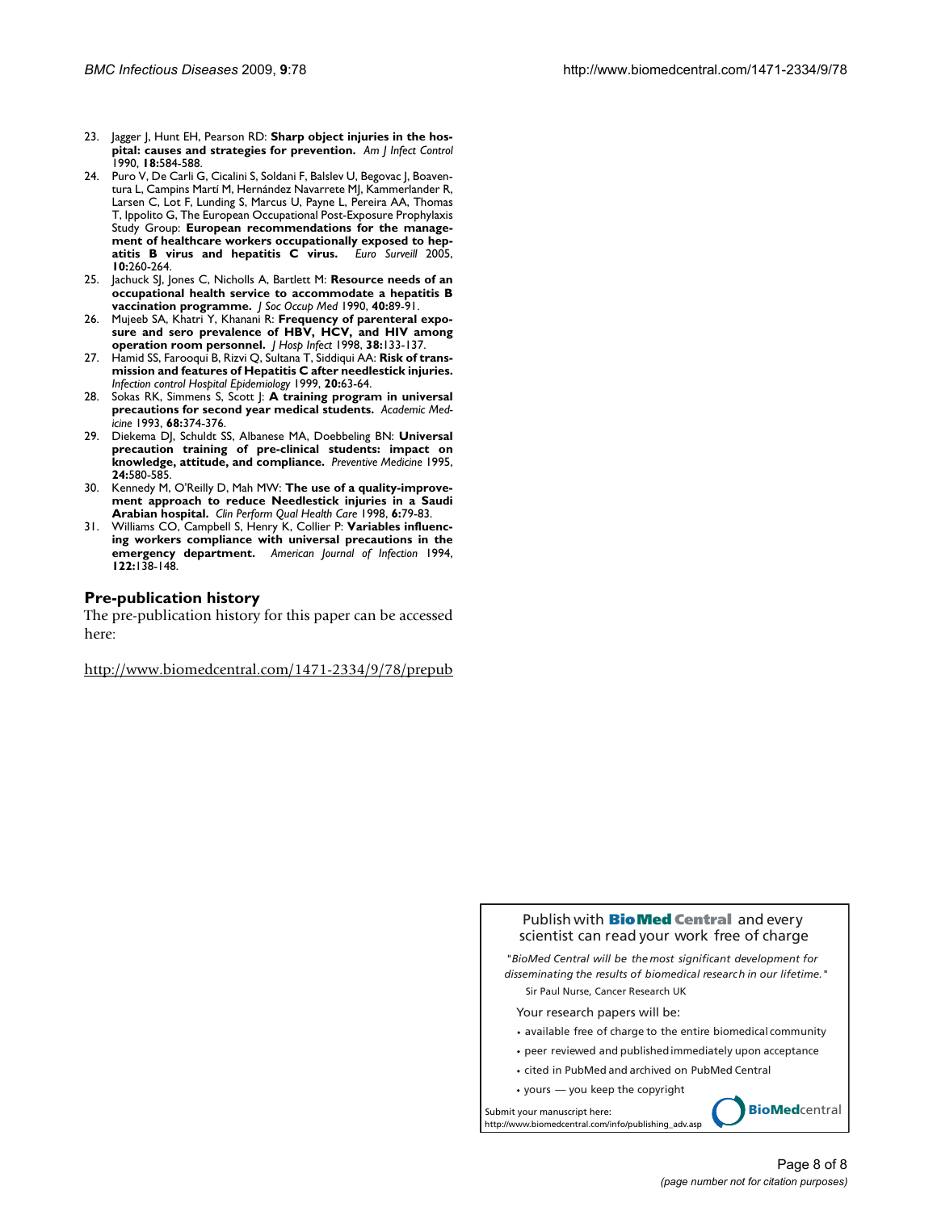23. Jagger J, Hunt EH, Pearson RD: **Sharp object injuries in the hospital: causes and strategies for prevention.** *Am J Infect Control* 1990, **18:**584-588.
24. Puro V, De Carli G, Cicalini S, Soldani F, Balslev U, Begovac J, Boaventura L, Campins Martí M, Hernández Navarrete MJ, Kammerlander R, Larsen C, Lot F, Lunding S, Marcus U, Payne L, Pereira AA, Thomas T, Ippolito G, The European Occupational Post-Exposure Prophylaxis Study Group: **European recommendations for the management of healthcare workers occupationally exposed to hepatitis B virus and hepatitis C virus.** *Euro Surveill* 2005, **10:**260-264.
25. Jachuck SJ, Jones C, Nicholls A, Bartlett M: **Resource needs of an occupational health service to accommodate a hepatitis B vaccination programme.** *J Soc Occup Med* 1990, **40:**89-91.
26. Mujeeb SA, Khatri Y, Khanani R: **Frequency of parenteral exposure and sero prevalence of HBV, HCV, and HIV among operation room personnel.** *J Hosp Infect* 1998, **38:**133-137.
27. Hamid SS, Farooqui B, Rizvi Q, Sultana T, Siddiqui AA: **Risk of transmission and features of Hepatitis C after needlestick injuries.** *Infection control Hospital Epidemiology* 1999, **20:**63-64.
28. Sokas RK, Simmens S, Scott J: **A training program in universal precautions for second year medical students.** *Academic Medicine* 1993, **68:**374-376.
29. Diekema DJ, Schuldt SS, Albanese MA, Doebbeling BN: **Universal precaution training of pre-clinical students: impact on knowledge, attitude, and compliance.** *Preventive Medicine* 1995, **24:**580-585.
30. Kennedy M, O'Reilly D, Mah MW: **The use of a quality-improvement approach to reduce Needlestick injuries in a Saudi Arabian hospital.** *Clin Perform Qual Health Care* 1998, **6:**79-83.
31. Williams CO, Campbell S, Henry K, Collier P: **Variables influencing workers compliance with universal precautions in the emergency department.** *American Journal of Infection* 1994, **122:**138-148.

## Pre-publication history

The pre-publication history for this paper can be accessed here:

http://www.biomedcentral.com/1471-2334/9/78/prepub

Publish with **BioMed Central** and every scientist can read your work free of charge

*"BioMed Central will be the most significant development for disseminating the results of biomedical research in our lifetime."*

Sir Paul Nurse, Cancer Research UK

Your research papers will be:

- available free of charge to the entire biomedical community
- peer reviewed and published immediately upon acceptance
- cited in PubMed and archived on PubMed Central
- yours — you keep the copyright

Submit your manuscript here:
http://www.biomedcentral.com/info/publishing_adv.asp

**BioMed**central